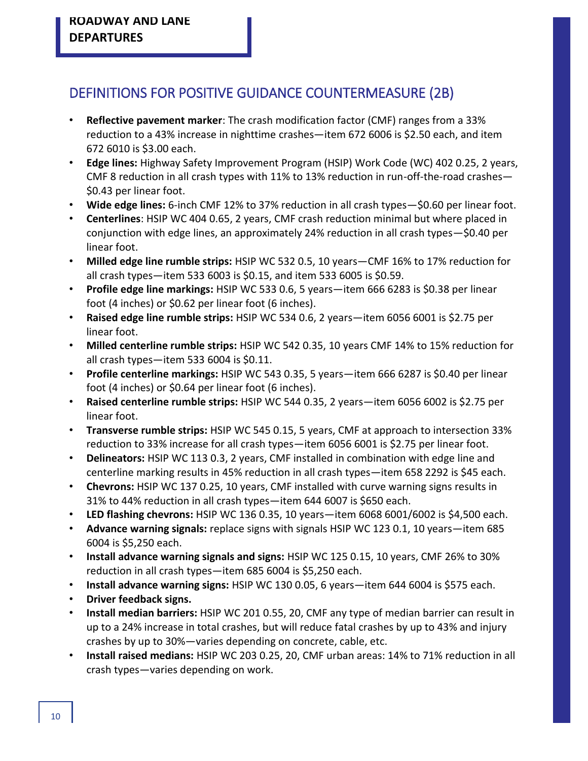ROADWAY AND LANE DEPARTURES

## DEFINITIONS FOR POSITIVE GUIDANCE COUNTERMEASURE (2B)

- **Reflective pavement marker**: The crash modification factor (CMF) ranges from a 33% reduction to a 43% increase in nighttime crashes—item 672 6006 is $2.50 each, and item 672 6010 is $3.00 each.
- **Edge lines:** Highway Safety Improvement Program (HSIP) Work Code (WC) 402 0.25, 2 years, CMF 8 reduction in all crash types with 11% to 13% reduction in run-off-the-road crashes—$0.43 per linear foot.
- **Wide edge lines:** 6-inch CMF 12% to 37% reduction in all crash types—$0.60 per linear foot.
- **Centerlines**: HSIP WC 404 0.65, 2 years, CMF crash reduction minimal but where placed in conjunction with edge lines, an approximately 24% reduction in all crash types—$0.40 per linear foot.
- **Milled edge line rumble strips:** HSIP WC 532 0.5, 10 years—CMF 16% to 17% reduction for all crash types—item 533 6003 is $0.15, and item 533 6005 is $0.59.
- **Profile edge line markings:** HSIP WC 533 0.6, 5 years—item 666 6283 is $0.38 per linear foot (4 inches) or $0.62 per linear foot (6 inches).
- **Raised edge line rumble strips:** HSIP WC 534 0.6, 2 years—item 6056 6001 is $2.75 per linear foot.
- **Milled centerline rumble strips:** HSIP WC 542 0.35, 10 years CMF 14% to 15% reduction for all crash types—item 533 6004 is $0.11.
- **Profile centerline markings:** HSIP WC 543 0.35, 5 years—item 666 6287 is $0.40 per linear foot (4 inches) or $0.64 per linear foot (6 inches).
- **Raised centerline rumble strips:** HSIP WC 544 0.35, 2 years—item 6056 6002 is $2.75 per linear foot.
- **Transverse rumble strips:** HSIP WC 545 0.15, 5 years, CMF at approach to intersection 33% reduction to 33% increase for all crash types—item 6056 6001 is $2.75 per linear foot.
- **Delineators:** HSIP WC 113 0.3, 2 years, CMF installed in combination with edge line and centerline marking results in 45% reduction in all crash types—item 658 2292 is $45 each.
- **Chevrons:** HSIP WC 137 0.25, 10 years, CMF installed with curve warning signs results in 31% to 44% reduction in all crash types—item 644 6007 is $650 each.
- **LED flashing chevrons:** HSIP WC 136 0.35, 10 years—item 6068 6001/6002 is $4,500 each.
- **Advance warning signals:** replace signs with signals HSIP WC 123 0.1, 10 years—item 685 6004 is $5,250 each.
- **Install advance warning signals and signs:** HSIP WC 125 0.15, 10 years, CMF 26% to 30% reduction in all crash types—item 685 6004 is $5,250 each.
- **Install advance warning signs:** HSIP WC 130 0.05, 6 years—item 644 6004 is $575 each.
- **Driver feedback signs.**
- **Install median barriers:** HSIP WC 201 0.55, 20, CMF any type of median barrier can result in up to a 24% increase in total crashes, but will reduce fatal crashes by up to 43% and injury crashes by up to 30%—varies depending on concrete, cable, etc.
- **Install raised medians:** HSIP WC 203 0.25, 20, CMF urban areas: 14% to 71% reduction in all crash types—varies depending on work.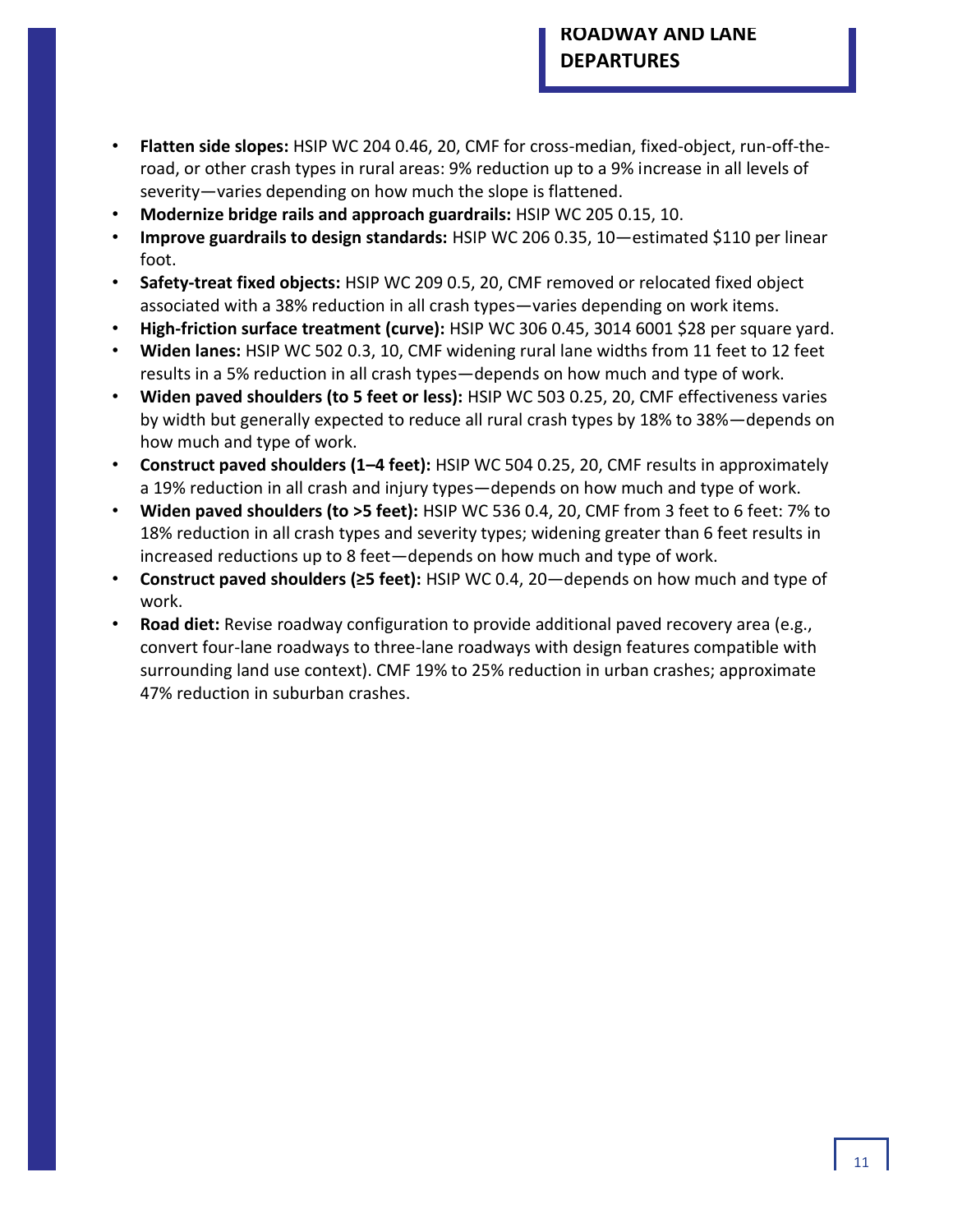- **Flatten side slopes:** HSIP WC 204 0.46, 20, CMF for cross-median, fixed-object, run-off-the-road, or other crash types in rural areas: 9% reduction up to a 9% increase in all levels of severity—varies depending on how much the slope is flattened.
- **Modernize bridge rails and approach guardrails:** HSIP WC 205 0.15, 10.
- **Improve guardrails to design standards:** HSIP WC 206 0.35, 10—estimated $110 per linear foot.
- **Safety-treat fixed objects:** HSIP WC 209 0.5, 20, CMF removed or relocated fixed object associated with a 38% reduction in all crash types—varies depending on work items.
- **High-friction surface treatment (curve):** HSIP WC 306 0.45, 3014 6001 $28 per square yard.
- **Widen lanes:** HSIP WC 502 0.3, 10, CMF widening rural lane widths from 11 feet to 12 feet results in a 5% reduction in all crash types—depends on how much and type of work.
- **Widen paved shoulders (to 5 feet or less):** HSIP WC 503 0.25, 20, CMF effectiveness varies by width but generally expected to reduce all rural crash types by 18% to 38%—depends on how much and type of work.
- **Construct paved shoulders (1–4 feet):** HSIP WC 504 0.25, 20, CMF results in approximately a 19% reduction in all crash and injury types—depends on how much and type of work.
- **Widen paved shoulders (to >5 feet):** HSIP WC 536 0.4, 20, CMF from 3 feet to 6 feet: 7% to 18% reduction in all crash types and severity types; widening greater than 6 feet results in increased reductions up to 8 feet—depends on how much and type of work.
- **Construct paved shoulders (≥5 feet):** HSIP WC 0.4, 20—depends on how much and type of work.
- **Road diet:** Revise roadway configuration to provide additional paved recovery area (e.g., convert four-lane roadways to three-lane roadways with design features compatible with surrounding land use context). CMF 19% to 25% reduction in urban crashes; approximate 47% reduction in suburban crashes.